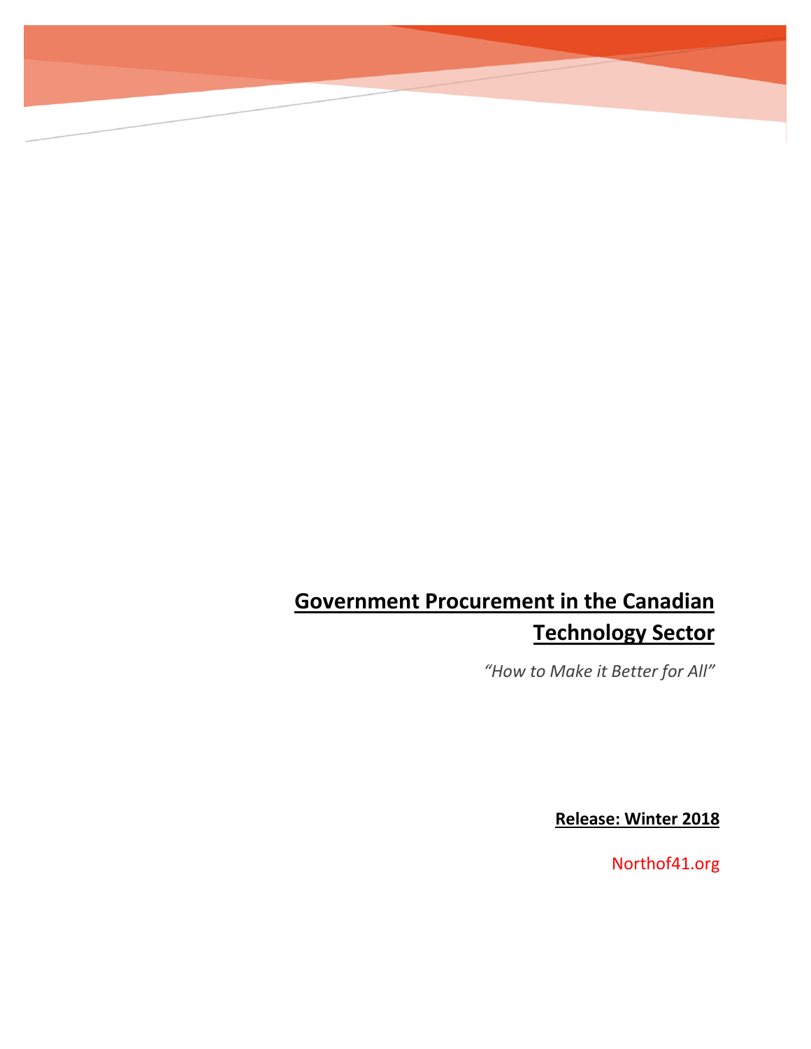# Government Procurement in the Canadian Technology Sector

*"How to Make it Better for All"*

**Release: Winter 2018**

Northof41.org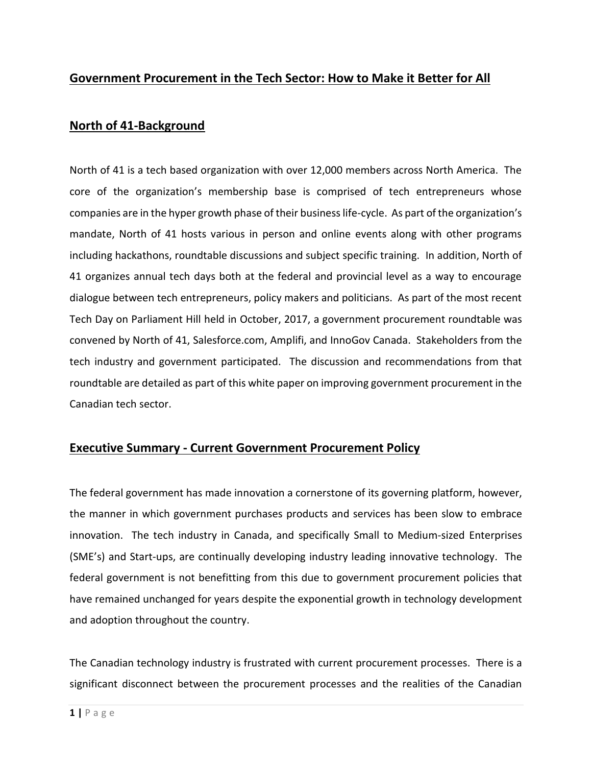## Government Procurement in the Tech Sector: How to Make it Better for All

## North of 41-Background

North of 41 is a tech based organization with over 12,000 members across North America. The core of the organization's membership base is comprised of tech entrepreneurs whose companies are in the hyper growth phase of their business life-cycle. As part of the organization's mandate, North of 41 hosts various in person and online events along with other programs including hackathons, roundtable discussions and subject specific training. In addition, North of 41 organizes annual tech days both at the federal and provincial level as a way to encourage dialogue between tech entrepreneurs, policy makers and politicians. As part of the most recent Tech Day on Parliament Hill held in October, 2017, a government procurement roundtable was convened by North of 41, Salesforce.com, Amplifi, and InnoGov Canada. Stakeholders from the tech industry and government participated. The discussion and recommendations from that roundtable are detailed as part of this white paper on improving government procurement in the Canadian tech sector.

## Executive Summary - Current Government Procurement Policy

The federal government has made innovation a cornerstone of its governing platform, however, the manner in which government purchases products and services has been slow to embrace innovation. The tech industry in Canada, and specifically Small to Medium-sized Enterprises (SME's) and Start-ups, are continually developing industry leading innovative technology. The federal government is not benefitting from this due to government procurement policies that have remained unchanged for years despite the exponential growth in technology development and adoption throughout the country.

The Canadian technology industry is frustrated with current procurement processes. There is a significant disconnect between the procurement processes and the realities of the Canadian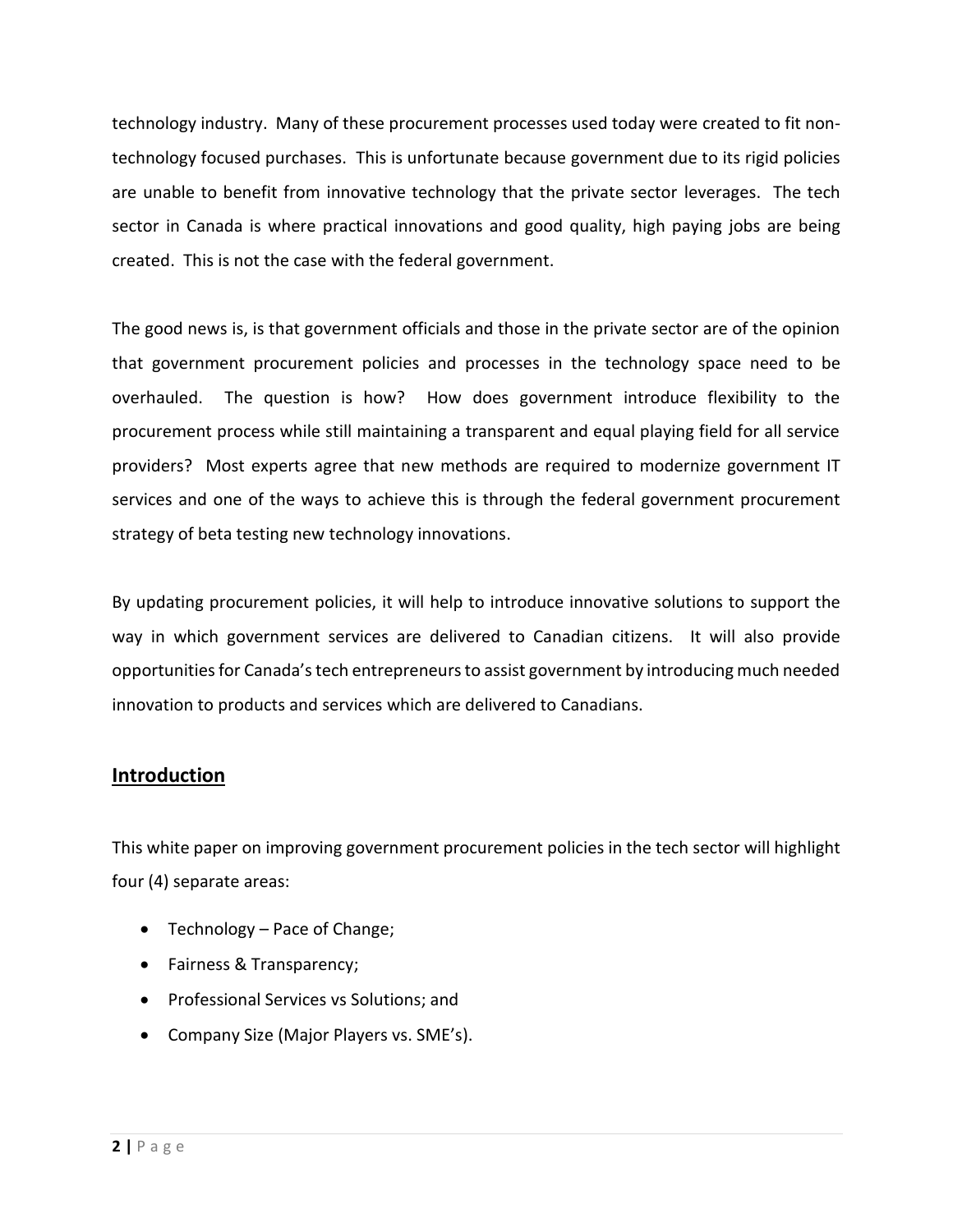technology industry. Many of these procurement processes used today were created to fit non-technology focused purchases. This is unfortunate because government due to its rigid policies are unable to benefit from innovative technology that the private sector leverages. The tech sector in Canada is where practical innovations and good quality, high paying jobs are being created. This is not the case with the federal government.

The good news is, is that government officials and those in the private sector are of the opinion that government procurement policies and processes in the technology space need to be overhauled. The question is how? How does government introduce flexibility to the procurement process while still maintaining a transparent and equal playing field for all service providers? Most experts agree that new methods are required to modernize government IT services and one of the ways to achieve this is through the federal government procurement strategy of beta testing new technology innovations.

By updating procurement policies, it will help to introduce innovative solutions to support the way in which government services are delivered to Canadian citizens. It will also provide opportunities for Canada's tech entrepreneurs to assist government by introducing much needed innovation to products and services which are delivered to Canadians.

## Introduction

This white paper on improving government procurement policies in the tech sector will highlight four (4) separate areas:

- Technology – Pace of Change;
- Fairness & Transparency;
- Professional Services vs Solutions; and
- Company Size (Major Players vs. SME's).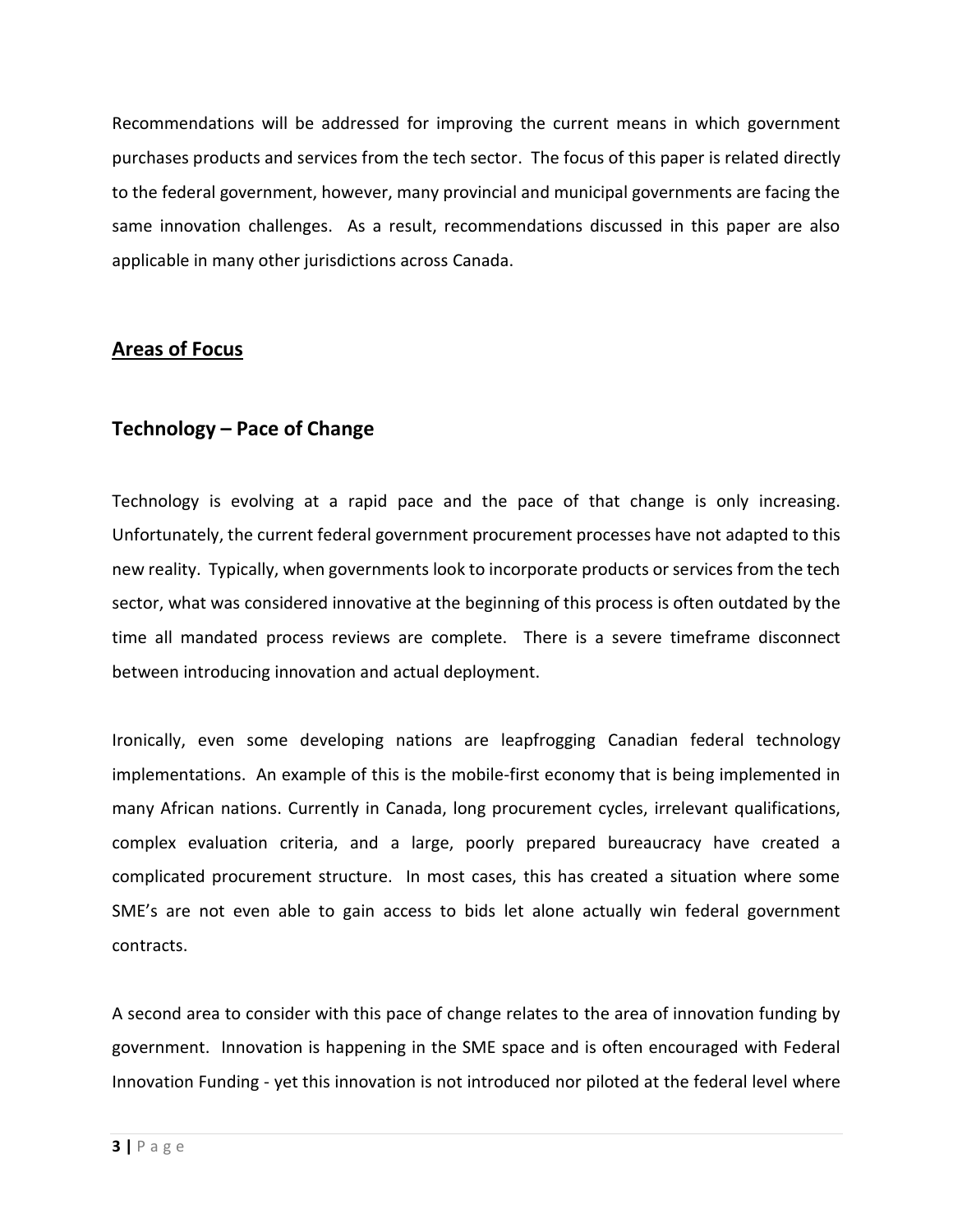Recommendations will be addressed for improving the current means in which government purchases products and services from the tech sector. The focus of this paper is related directly to the federal government, however, many provincial and municipal governments are facing the same innovation challenges. As a result, recommendations discussed in this paper are also applicable in many other jurisdictions across Canada.

## Areas of Focus

### Technology – Pace of Change

Technology is evolving at a rapid pace and the pace of that change is only increasing. Unfortunately, the current federal government procurement processes have not adapted to this new reality. Typically, when governments look to incorporate products or services from the tech sector, what was considered innovative at the beginning of this process is often outdated by the time all mandated process reviews are complete. There is a severe timeframe disconnect between introducing innovation and actual deployment.

Ironically, even some developing nations are leapfrogging Canadian federal technology implementations. An example of this is the mobile-first economy that is being implemented in many African nations. Currently in Canada, long procurement cycles, irrelevant qualifications, complex evaluation criteria, and a large, poorly prepared bureaucracy have created a complicated procurement structure. In most cases, this has created a situation where some SME's are not even able to gain access to bids let alone actually win federal government contracts.

A second area to consider with this pace of change relates to the area of innovation funding by government. Innovation is happening in the SME space and is often encouraged with Federal Innovation Funding - yet this innovation is not introduced nor piloted at the federal level where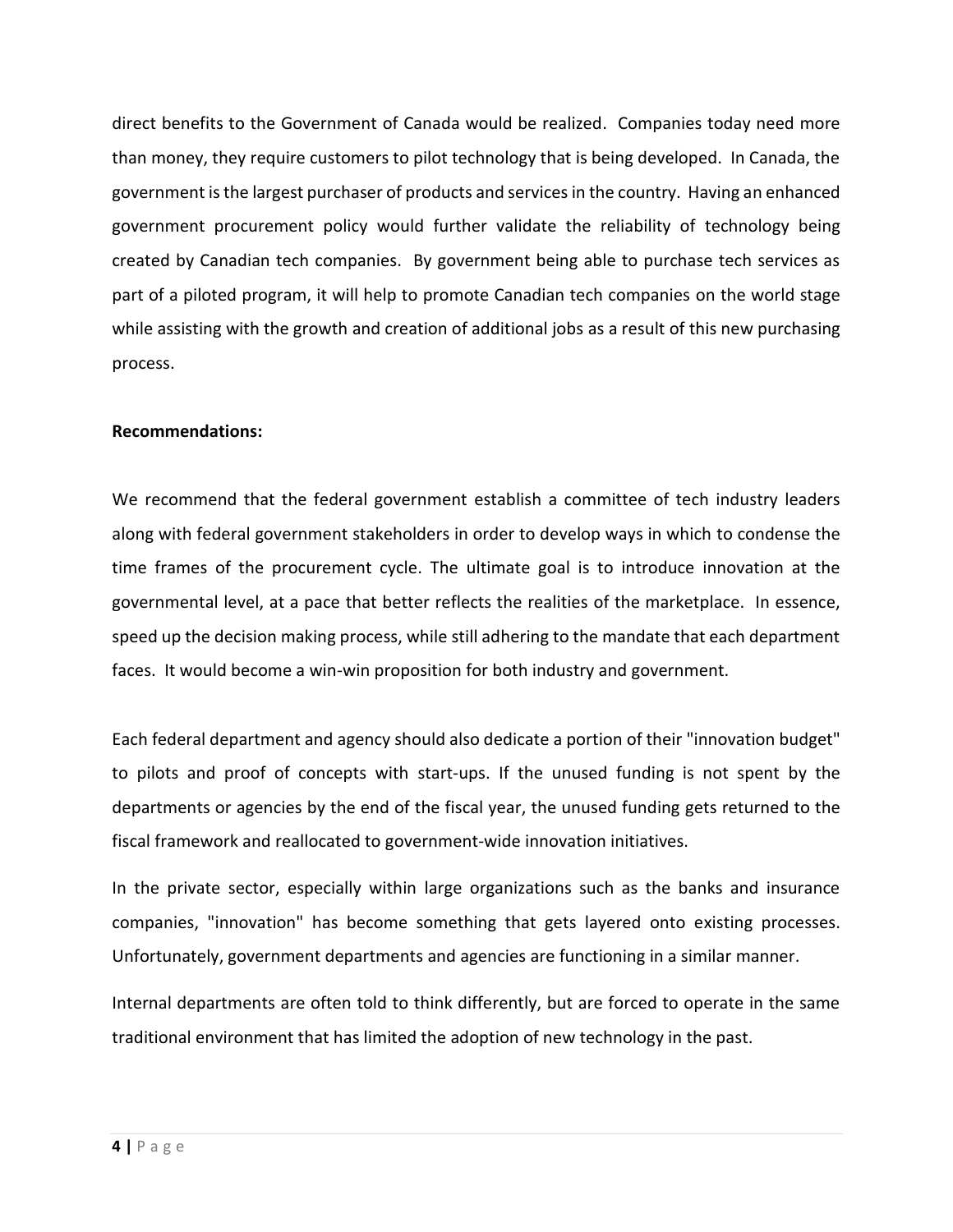direct benefits to the Government of Canada would be realized. Companies today need more than money, they require customers to pilot technology that is being developed. In Canada, the government is the largest purchaser of products and services in the country. Having an enhanced government procurement policy would further validate the reliability of technology being created by Canadian tech companies. By government being able to purchase tech services as part of a piloted program, it will help to promote Canadian tech companies on the world stage while assisting with the growth and creation of additional jobs as a result of this new purchasing process.

**Recommendations:**

We recommend that the federal government establish a committee of tech industry leaders along with federal government stakeholders in order to develop ways in which to condense the time frames of the procurement cycle. The ultimate goal is to introduce innovation at the governmental level, at a pace that better reflects the realities of the marketplace. In essence, speed up the decision making process, while still adhering to the mandate that each department faces. It would become a win-win proposition for both industry and government.

Each federal department and agency should also dedicate a portion of their "innovation budget" to pilots and proof of concepts with start-ups. If the unused funding is not spent by the departments or agencies by the end of the fiscal year, the unused funding gets returned to the fiscal framework and reallocated to government-wide innovation initiatives.

In the private sector, especially within large organizations such as the banks and insurance companies, "innovation" has become something that gets layered onto existing processes. Unfortunately, government departments and agencies are functioning in a similar manner.

Internal departments are often told to think differently, but are forced to operate in the same traditional environment that has limited the adoption of new technology in the past.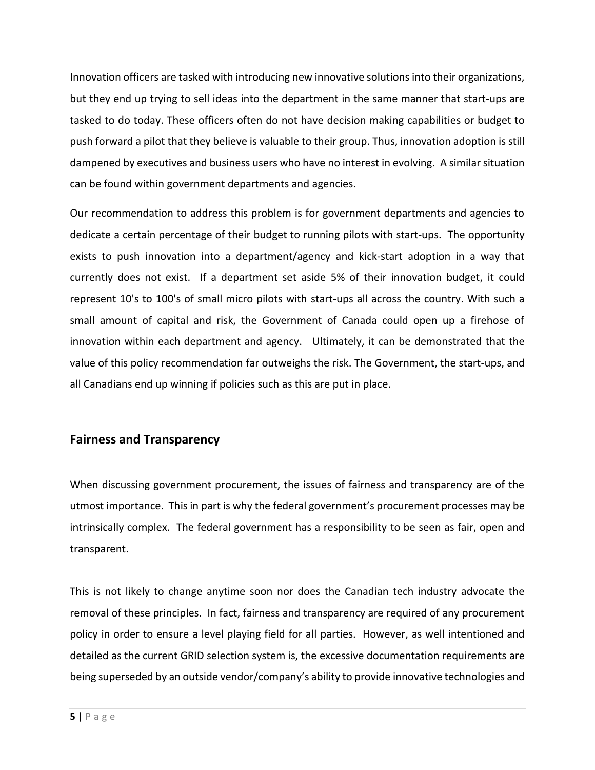Innovation officers are tasked with introducing new innovative solutions into their organizations, but they end up trying to sell ideas into the department in the same manner that start-ups are tasked to do today. These officers often do not have decision making capabilities or budget to push forward a pilot that they believe is valuable to their group. Thus, innovation adoption is still dampened by executives and business users who have no interest in evolving. A similar situation can be found within government departments and agencies.

Our recommendation to address this problem is for government departments and agencies to dedicate a certain percentage of their budget to running pilots with start-ups. The opportunity exists to push innovation into a department/agency and kick-start adoption in a way that currently does not exist. If a department set aside 5% of their innovation budget, it could represent 10's to 100's of small micro pilots with start-ups all across the country. With such a small amount of capital and risk, the Government of Canada could open up a firehose of innovation within each department and agency. Ultimately, it can be demonstrated that the value of this policy recommendation far outweighs the risk. The Government, the start-ups, and all Canadians end up winning if policies such as this are put in place.

## Fairness and Transparency

When discussing government procurement, the issues of fairness and transparency are of the utmost importance. This in part is why the federal government's procurement processes may be intrinsically complex. The federal government has a responsibility to be seen as fair, open and transparent.

This is not likely to change anytime soon nor does the Canadian tech industry advocate the removal of these principles. In fact, fairness and transparency are required of any procurement policy in order to ensure a level playing field for all parties. However, as well intentioned and detailed as the current GRID selection system is, the excessive documentation requirements are being superseded by an outside vendor/company's ability to provide innovative technologies and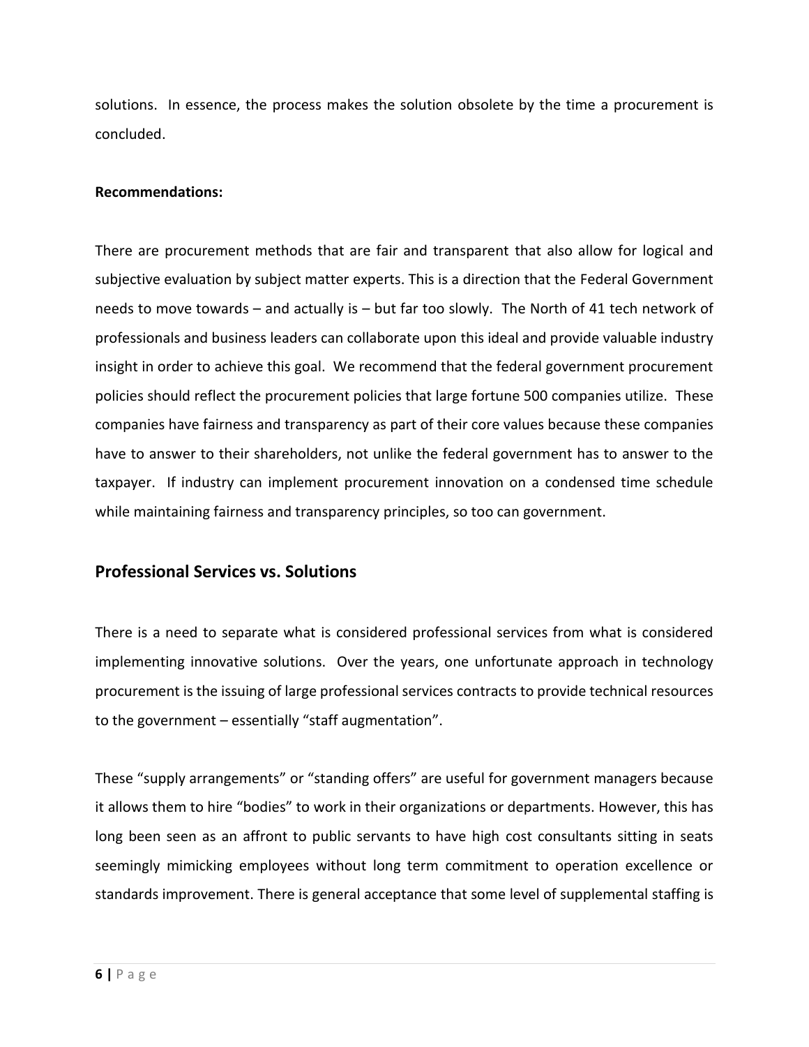solutions. In essence, the process makes the solution obsolete by the time a procurement is concluded.

**Recommendations:**

There are procurement methods that are fair and transparent that also allow for logical and subjective evaluation by subject matter experts. This is a direction that the Federal Government needs to move towards – and actually is – but far too slowly. The North of 41 tech network of professionals and business leaders can collaborate upon this ideal and provide valuable industry insight in order to achieve this goal. We recommend that the federal government procurement policies should reflect the procurement policies that large fortune 500 companies utilize. These companies have fairness and transparency as part of their core values because these companies have to answer to their shareholders, not unlike the federal government has to answer to the taxpayer. If industry can implement procurement innovation on a condensed time schedule while maintaining fairness and transparency principles, so too can government.

## Professional Services vs. Solutions

There is a need to separate what is considered professional services from what is considered implementing innovative solutions. Over the years, one unfortunate approach in technology procurement is the issuing of large professional services contracts to provide technical resources to the government – essentially "staff augmentation".

These "supply arrangements" or "standing offers" are useful for government managers because it allows them to hire "bodies" to work in their organizations or departments. However, this has long been seen as an affront to public servants to have high cost consultants sitting in seats seemingly mimicking employees without long term commitment to operation excellence or standards improvement. There is general acceptance that some level of supplemental staffing is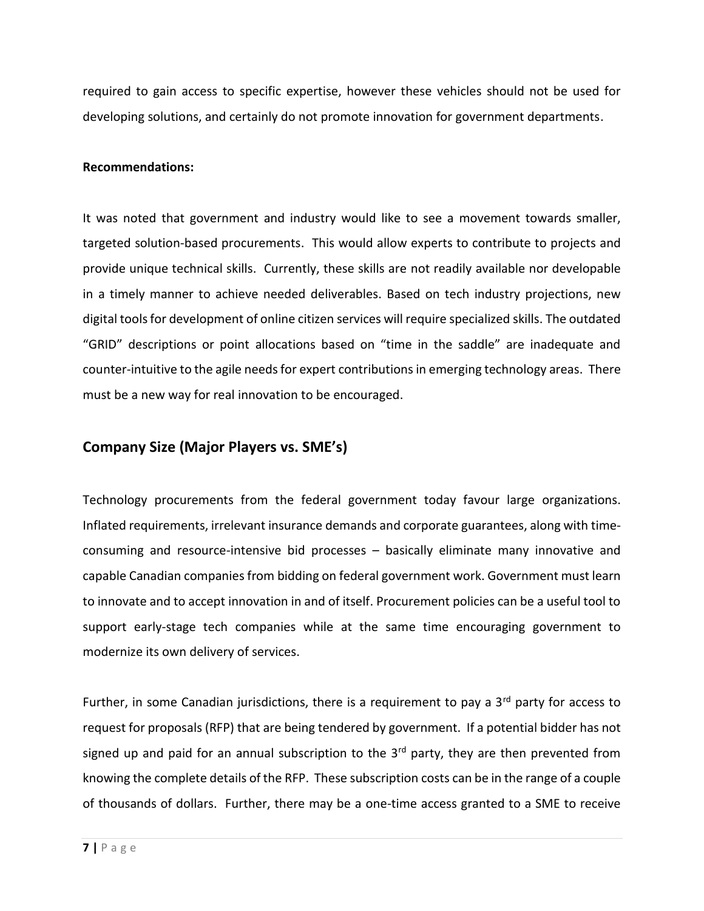required to gain access to specific expertise, however these vehicles should not be used for developing solutions, and certainly do not promote innovation for government departments.

**Recommendations:**

It was noted that government and industry would like to see a movement towards smaller, targeted solution-based procurements. This would allow experts to contribute to projects and provide unique technical skills. Currently, these skills are not readily available nor developable in a timely manner to achieve needed deliverables. Based on tech industry projections, new digital tools for development of online citizen services will require specialized skills. The outdated "GRID" descriptions or point allocations based on "time in the saddle" are inadequate and counter-intuitive to the agile needs for expert contributions in emerging technology areas. There must be a new way for real innovation to be encouraged.

## Company Size (Major Players vs. SME's)

Technology procurements from the federal government today favour large organizations. Inflated requirements, irrelevant insurance demands and corporate guarantees, along with time-consuming and resource-intensive bid processes – basically eliminate many innovative and capable Canadian companies from bidding on federal government work. Government must learn to innovate and to accept innovation in and of itself. Procurement policies can be a useful tool to support early-stage tech companies while at the same time encouraging government to modernize its own delivery of services.

Further, in some Canadian jurisdictions, there is a requirement to pay a 3rd party for access to request for proposals (RFP) that are being tendered by government. If a potential bidder has not signed up and paid for an annual subscription to the 3rd party, they are then prevented from knowing the complete details of the RFP. These subscription costs can be in the range of a couple of thousands of dollars. Further, there may be a one-time access granted to a SME to receive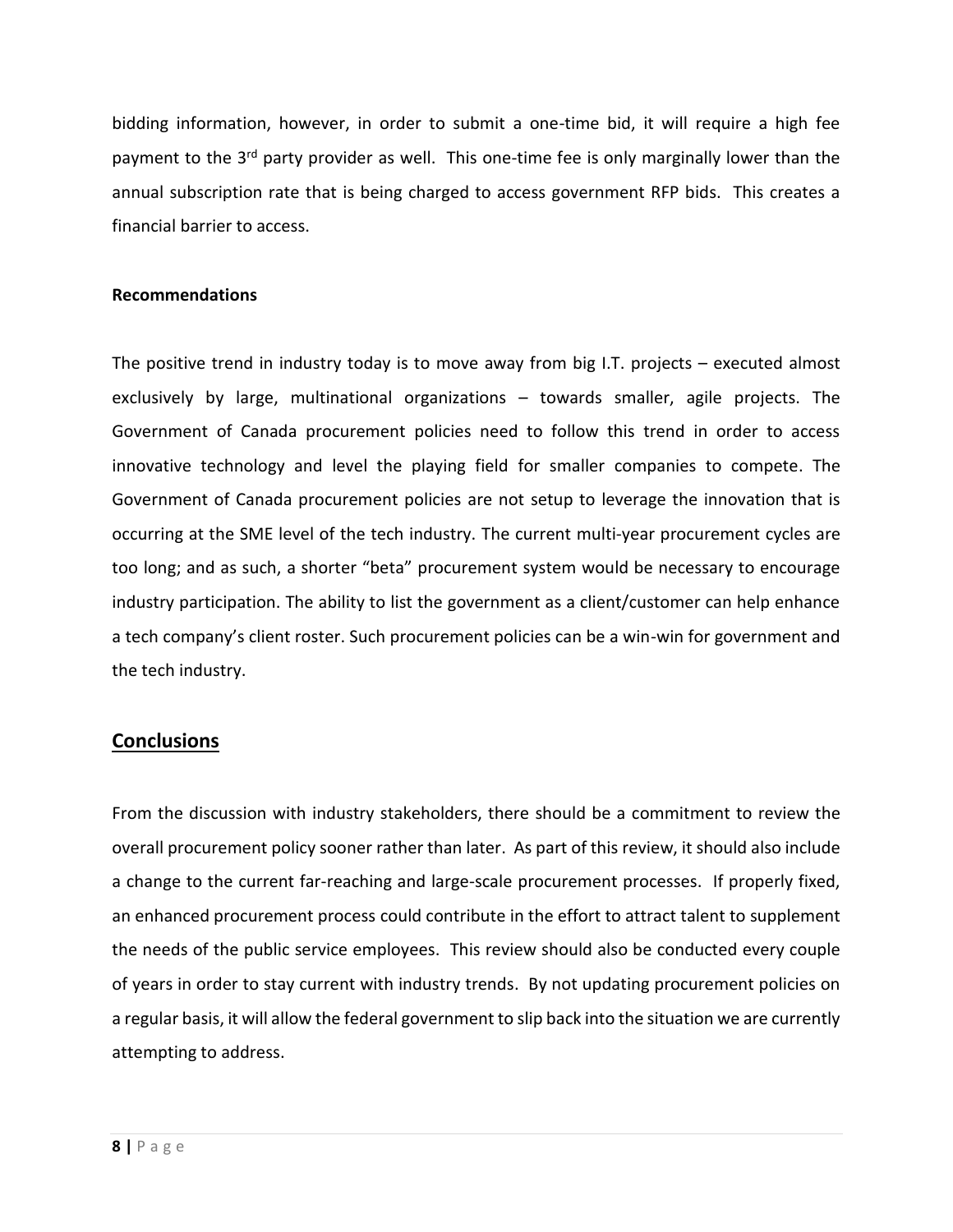bidding information, however, in order to submit a one-time bid, it will require a high fee payment to the 3rd party provider as well. This one-time fee is only marginally lower than the annual subscription rate that is being charged to access government RFP bids. This creates a financial barrier to access.

**Recommendations**

The positive trend in industry today is to move away from big I.T. projects – executed almost exclusively by large, multinational organizations – towards smaller, agile projects. The Government of Canada procurement policies need to follow this trend in order to access innovative technology and level the playing field for smaller companies to compete. The Government of Canada procurement policies are not setup to leverage the innovation that is occurring at the SME level of the tech industry. The current multi-year procurement cycles are too long; and as such, a shorter "beta" procurement system would be necessary to encourage industry participation. The ability to list the government as a client/customer can help enhance a tech company's client roster. Such procurement policies can be a win-win for government and the tech industry.

## Conclusions

From the discussion with industry stakeholders, there should be a commitment to review the overall procurement policy sooner rather than later. As part of this review, it should also include a change to the current far-reaching and large-scale procurement processes. If properly fixed, an enhanced procurement process could contribute in the effort to attract talent to supplement the needs of the public service employees. This review should also be conducted every couple of years in order to stay current with industry trends. By not updating procurement policies on a regular basis, it will allow the federal government to slip back into the situation we are currently attempting to address.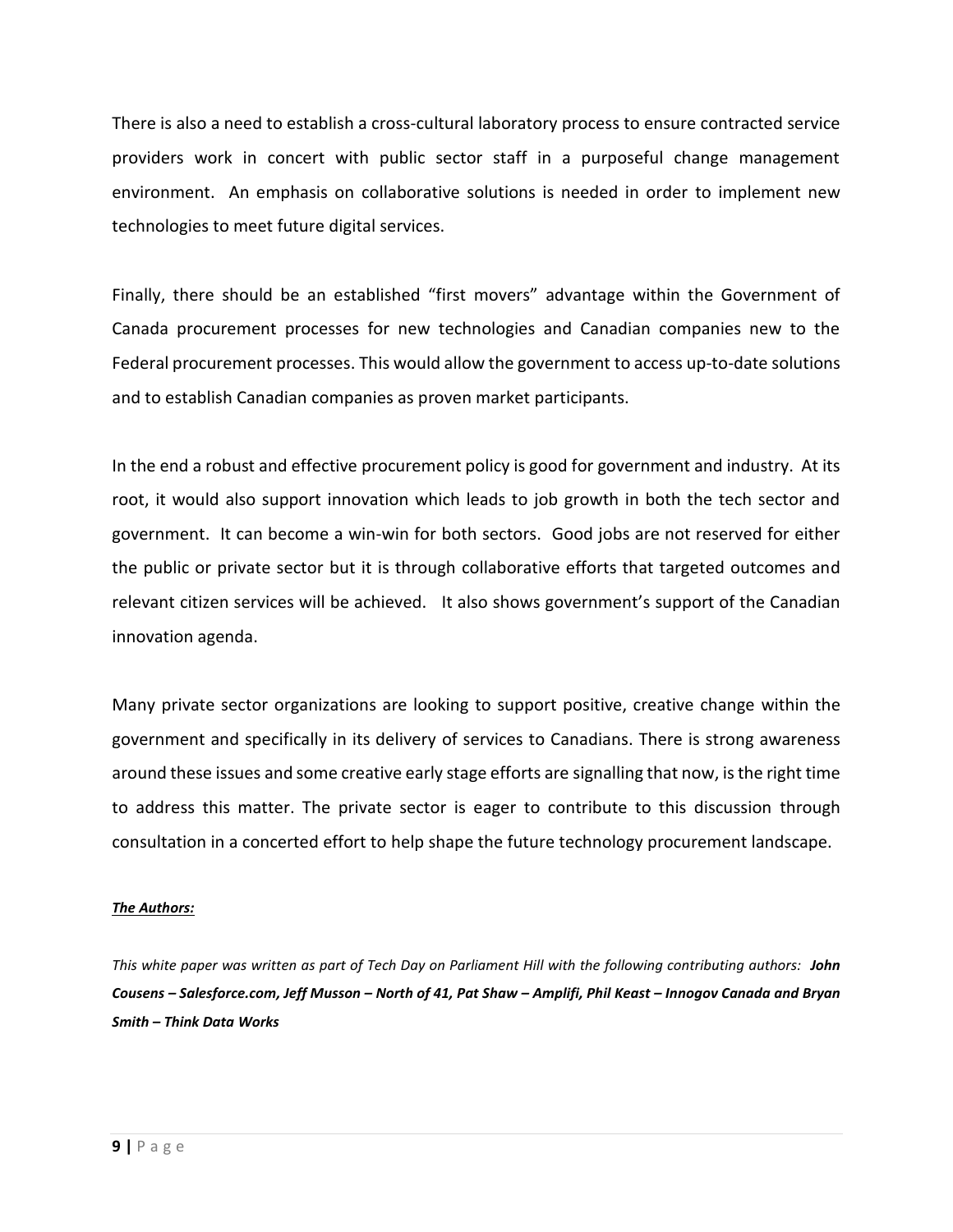There is also a need to establish a cross-cultural laboratory process to ensure contracted service providers work in concert with public sector staff in a purposeful change management environment. An emphasis on collaborative solutions is needed in order to implement new technologies to meet future digital services.

Finally, there should be an established "first movers" advantage within the Government of Canada procurement processes for new technologies and Canadian companies new to the Federal procurement processes. This would allow the government to access up-to-date solutions and to establish Canadian companies as proven market participants.

In the end a robust and effective procurement policy is good for government and industry. At its root, it would also support innovation which leads to job growth in both the tech sector and government. It can become a win-win for both sectors. Good jobs are not reserved for either the public or private sector but it is through collaborative efforts that targeted outcomes and relevant citizen services will be achieved. It also shows government's support of the Canadian innovation agenda.

Many private sector organizations are looking to support positive, creative change within the government and specifically in its delivery of services to Canadians. There is strong awareness around these issues and some creative early stage efforts are signalling that now, is the right time to address this matter. The private sector is eager to contribute to this discussion through consultation in a concerted effort to help shape the future technology procurement landscape.

***The Authors:***

*This white paper was written as part of Tech Day on Parliament Hill with the following contributing authors:* ***John Cousens – Salesforce.com, Jeff Musson – North of 41, Pat Shaw – Amplifi, Phil Keast – Innogov Canada and Bryan Smith – Think Data Works***